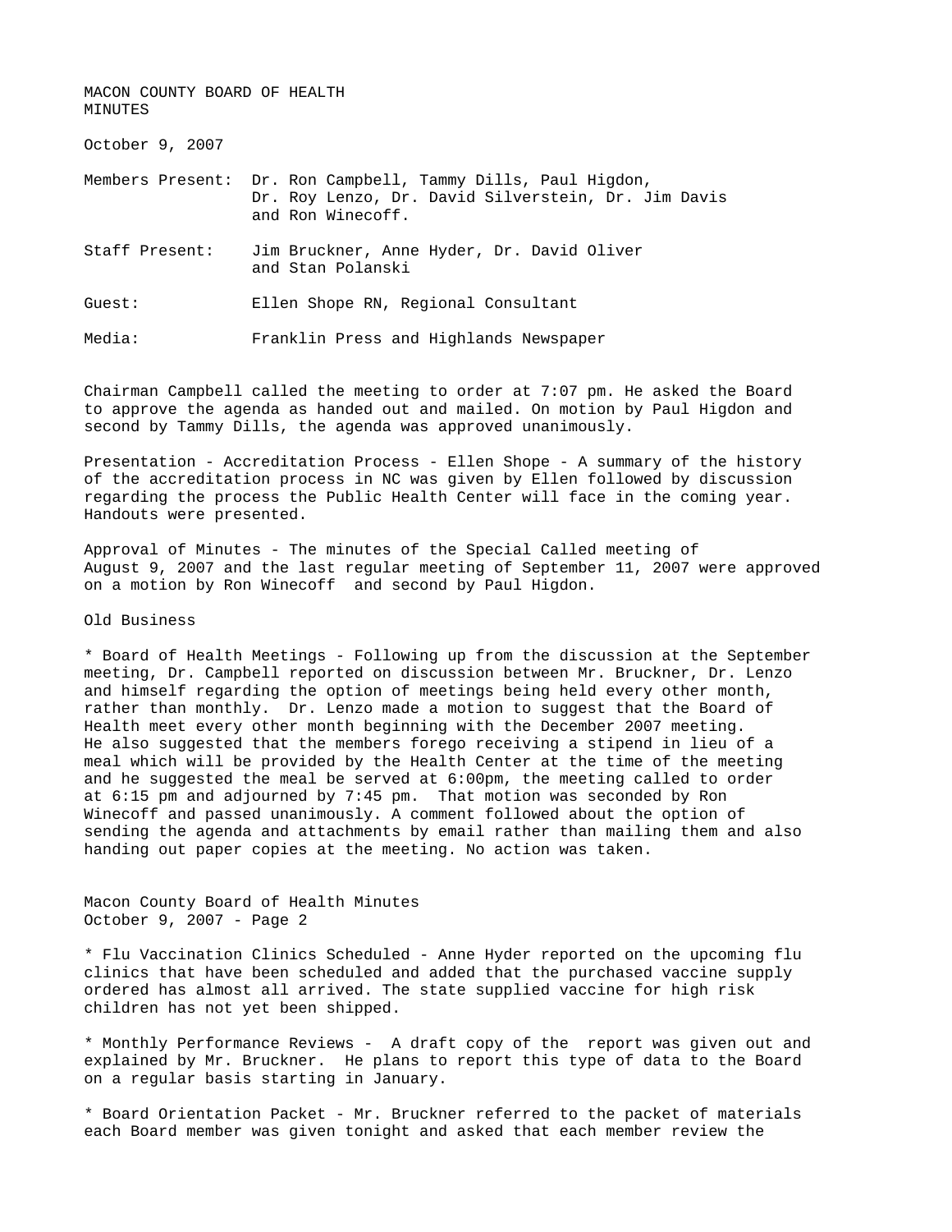# MACON COUNTY BOARD OF HEALTH
## MINUTES

October 9, 2007

Members Present: Dr. Ron Campbell, Tammy Dills, Paul Higdon, Dr. Roy Lenzo, Dr. David Silverstein, Dr. Jim Davis and Ron Winecoff.

Staff Present: Jim Bruckner, Anne Hyder, Dr. David Oliver and Stan Polanski

Guest: Ellen Shope RN, Regional Consultant

Media: Franklin Press and Highlands Newspaper

Chairman Campbell called the meeting to order at 7:07 pm. He asked the Board to approve the agenda as handed out and mailed. On motion by Paul Higdon and second by Tammy Dills, the agenda was approved unanimously.

Presentation - Accreditation Process - Ellen Shope - A summary of the history of the accreditation process in NC was given by Ellen followed by discussion regarding the process the Public Health Center will face in the coming year. Handouts were presented.

Approval of Minutes - The minutes of the Special Called meeting of August 9, 2007 and the last regular meeting of September 11, 2007 were approved on a motion by Ron Winecoff and second by Paul Higdon.

Old Business

* Board of Health Meetings - Following up from the discussion at the September meeting, Dr. Campbell reported on discussion between Mr. Bruckner, Dr. Lenzo and himself regarding the option of meetings being held every other month, rather than monthly. Dr. Lenzo made a motion to suggest that the Board of Health meet every other month beginning with the December 2007 meeting. He also suggested that the members forego receiving a stipend in lieu of a meal which will be provided by the Health Center at the time of the meeting and he suggested the meal be served at 6:00pm, the meeting called to order at 6:15 pm and adjourned by 7:45 pm. That motion was seconded by Ron Winecoff and passed unanimously. A comment followed about the option of sending the agenda and attachments by email rather than mailing them and also handing out paper copies at the meeting. No action was taken.

* Flu Vaccination Clinics Scheduled - Anne Hyder reported on the upcoming flu clinics that have been scheduled and added that the purchased vaccine supply ordered has almost all arrived. The state supplied vaccine for high risk children has not yet been shipped.

* Monthly Performance Reviews - A draft copy of the report was given out and explained by Mr. Bruckner. He plans to report this type of data to the Board on a regular basis starting in January.

* Board Orientation Packet - Mr. Bruckner referred to the packet of materials each Board member was given tonight and asked that each member review the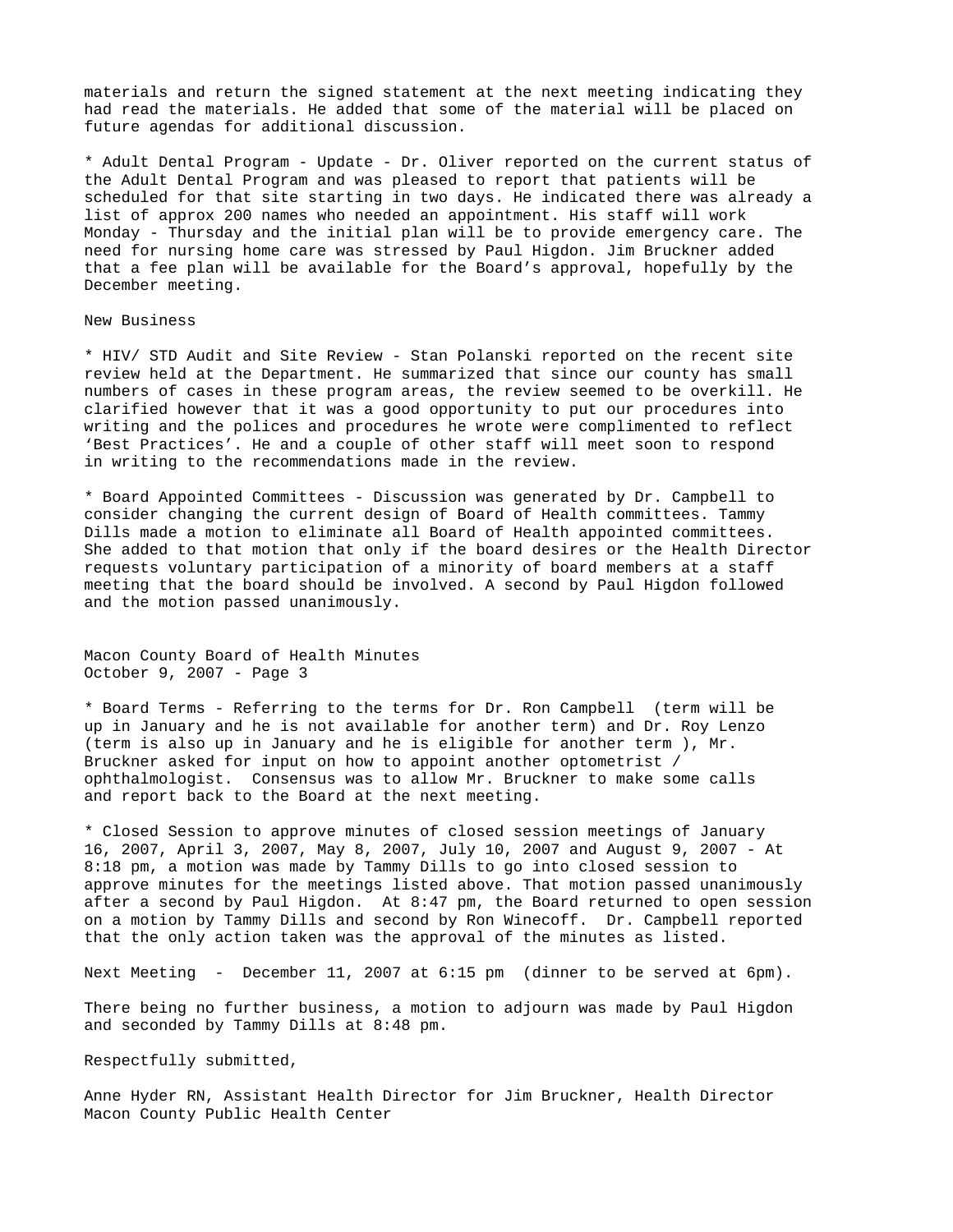materials and return the signed statement at the next meeting indicating they had read the materials. He added that some of the material will be placed on future agendas for additional discussion.

* Adult Dental Program - Update - Dr. Oliver reported on the current status of the Adult Dental Program and was pleased to report that patients will be scheduled for that site starting in two days. He indicated there was already a list of approx 200 names who needed an appointment. His staff will work Monday - Thursday and the initial plan will be to provide emergency care. The need for nursing home care was stressed by Paul Higdon. Jim Bruckner added that a fee plan will be available for the Board's approval, hopefully by the December meeting.

New Business

* HIV/ STD Audit and Site Review - Stan Polanski reported on the recent site review held at the Department. He summarized that since our county has small numbers of cases in these program areas, the review seemed to be overkill. He clarified however that it was a good opportunity to put our procedures into writing and the polices and procedures he wrote were complimented to reflect 'Best Practices'. He and a couple of other staff will meet soon to respond in writing to the recommendations made in the review.

* Board Appointed Committees - Discussion was generated by Dr. Campbell to consider changing the current design of Board of Health committees. Tammy Dills made a motion to eliminate all Board of Health appointed committees. She added to that motion that only if the board desires or the Health Director requests voluntary participation of a minority of board members at a staff meeting that the board should be involved. A second by Paul Higdon followed and the motion passed unanimously.

Macon County Board of Health Minutes
October 9, 2007 - Page 3

* Board Terms - Referring to the terms for Dr. Ron Campbell (term will be up in January and he is not available for another term) and Dr. Roy Lenzo (term is also up in January and he is eligible for another term ), Mr. Bruckner asked for input on how to appoint another optometrist / ophthalmologist. Consensus was to allow Mr. Bruckner to make some calls and report back to the Board at the next meeting.

* Closed Session to approve minutes of closed session meetings of January 16, 2007, April 3, 2007, May 8, 2007, July 10, 2007 and August 9, 2007 - At 8:18 pm, a motion was made by Tammy Dills to go into closed session to approve minutes for the meetings listed above. That motion passed unanimously after a second by Paul Higdon. At 8:47 pm, the Board returned to open session on a motion by Tammy Dills and second by Ron Winecoff. Dr. Campbell reported that the only action taken was the approval of the minutes as listed.

Next Meeting - December 11, 2007 at 6:15 pm (dinner to be served at 6pm).

There being no further business, a motion to adjourn was made by Paul Higdon and seconded by Tammy Dills at 8:48 pm.

Respectfully submitted,

Anne Hyder RN, Assistant Health Director for Jim Bruckner, Health Director
Macon County Public Health Center